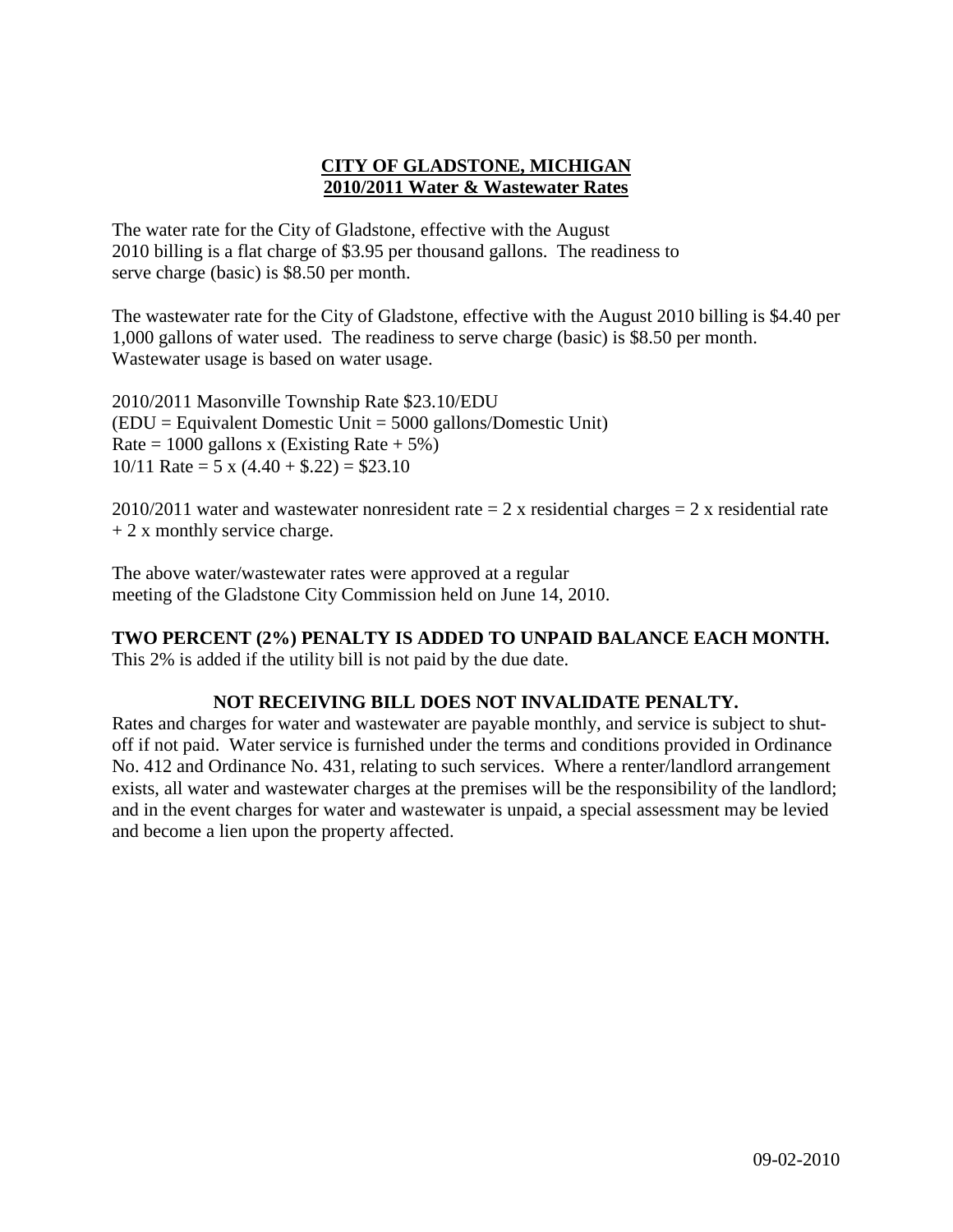# CITY OF GLADSTONE, MICHIGAN
## 2010/2011 Water & Wastewater Rates

The water rate for the City of Gladstone, effective with the August 2010 billing is a flat charge of $3.95 per thousand gallons. The readiness to serve charge (basic) is $8.50 per month.

The wastewater rate for the City of Gladstone, effective with the August 2010 billing is $4.40 per 1,000 gallons of water used. The readiness to serve charge (basic) is $8.50 per month. Wastewater usage is based on water usage.

2010/2011 Masonville Township Rate $23.10/EDU
(EDU = Equivalent Domestic Unit = 5000 gallons/Domestic Unit)
Rate = 1000 gallons x (Existing Rate + 5%)
10/11 Rate = 5 x (4.40 + $.22) = $23.10

2010/2011 water and wastewater nonresident rate = 2 x residential charges = 2 x residential rate + 2 x monthly service charge.

The above water/wastewater rates were approved at a regular meeting of the Gladstone City Commission held on June 14, 2010.

**TWO PERCENT (2%) PENALTY IS ADDED TO UNPAID BALANCE EACH MONTH.**
This 2% is added if the utility bill is not paid by the due date.

**NOT RECEIVING BILL DOES NOT INVALIDATE PENALTY.**
Rates and charges for water and wastewater are payable monthly, and service is subject to shut-off if not paid. Water service is furnished under the terms and conditions provided in Ordinance No. 412 and Ordinance No. 431, relating to such services. Where a renter/landlord arrangement exists, all water and wastewater charges at the premises will be the responsibility of the landlord; and in the event charges for water and wastewater is unpaid, a special assessment may be levied and become a lien upon the property affected.

09-02-2010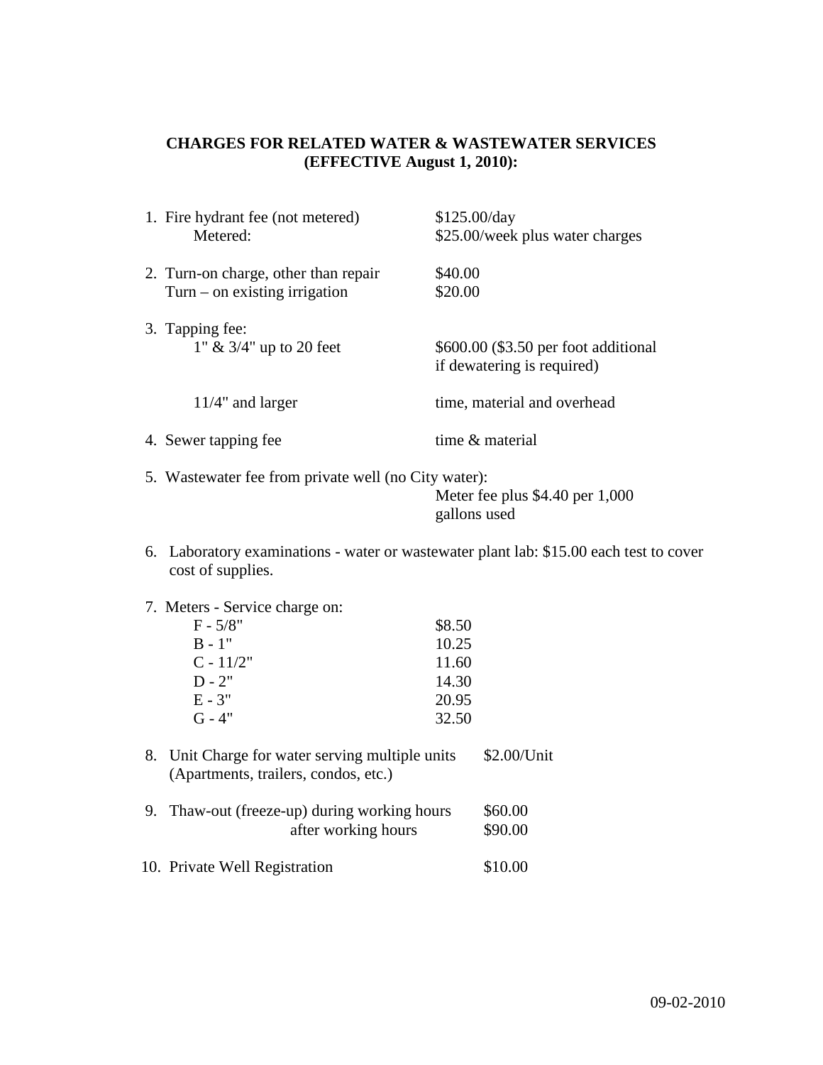**CHARGES FOR RELATED WATER & WASTEWATER SERVICES (EFFECTIVE August 1, 2010):**

1. Fire hydrant fee (not metered) — $125.00/day
   Metered: — $25.00/week plus water charges

2. Turn-on charge, other than repair — $40.00
   Turn – on existing irrigation — $20.00

3. Tapping fee:
   1" & 3/4" up to 20 feet — $600.00 ($3.50 per foot additional if dewatering is required)

   11/4" and larger — time, material and overhead

4. Sewer tapping fee — time & material

5. Wastewater fee from private well (no City water):
   Meter fee plus $4.40 per 1,000 gallons used

6. Laboratory examinations - water or wastewater plant lab: $15.00 each test to cover cost of supplies.

7. Meters - Service charge on:

   | Meter | Charge |
   |---|---|
   | F - 5/8" | $8.50 |
   | B - 1" | 10.25 |
   | C - 11/2" | 11.60 |
   | D - 2" | 14.30 |
   | E - 3" | 20.95 |
   | G - 4" | 32.50 |

8. Unit Charge for water serving multiple units (Apartments, trailers, condos, etc.) — $2.00/Unit

9. Thaw-out (freeze-up) during working hours — $60.00
   after working hours — $90.00

10. Private Well Registration — $10.00

09-02-2010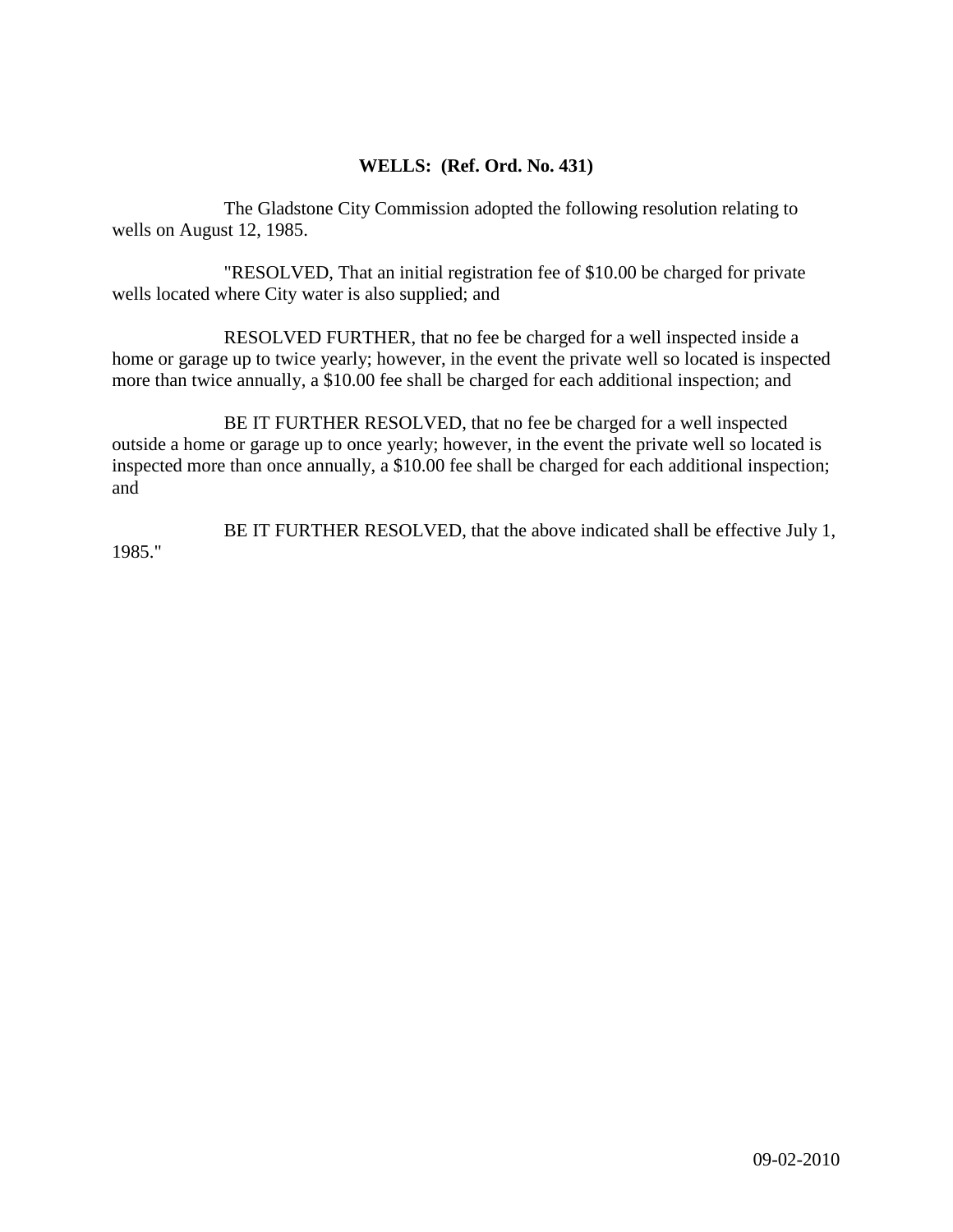**WELLS: (Ref. Ord. No. 431)**

The Gladstone City Commission adopted the following resolution relating to wells on August 12, 1985.

"RESOLVED, That an initial registration fee of $10.00 be charged for private wells located where City water is also supplied; and

RESOLVED FURTHER, that no fee be charged for a well inspected inside a home or garage up to twice yearly; however, in the event the private well so located is inspected more than twice annually, a $10.00 fee shall be charged for each additional inspection; and

BE IT FURTHER RESOLVED, that no fee be charged for a well inspected outside a home or garage up to once yearly; however, in the event the private well so located is inspected more than once annually, a $10.00 fee shall be charged for each additional inspection; and

BE IT FURTHER RESOLVED, that the above indicated shall be effective July 1, 1985."

09-02-2010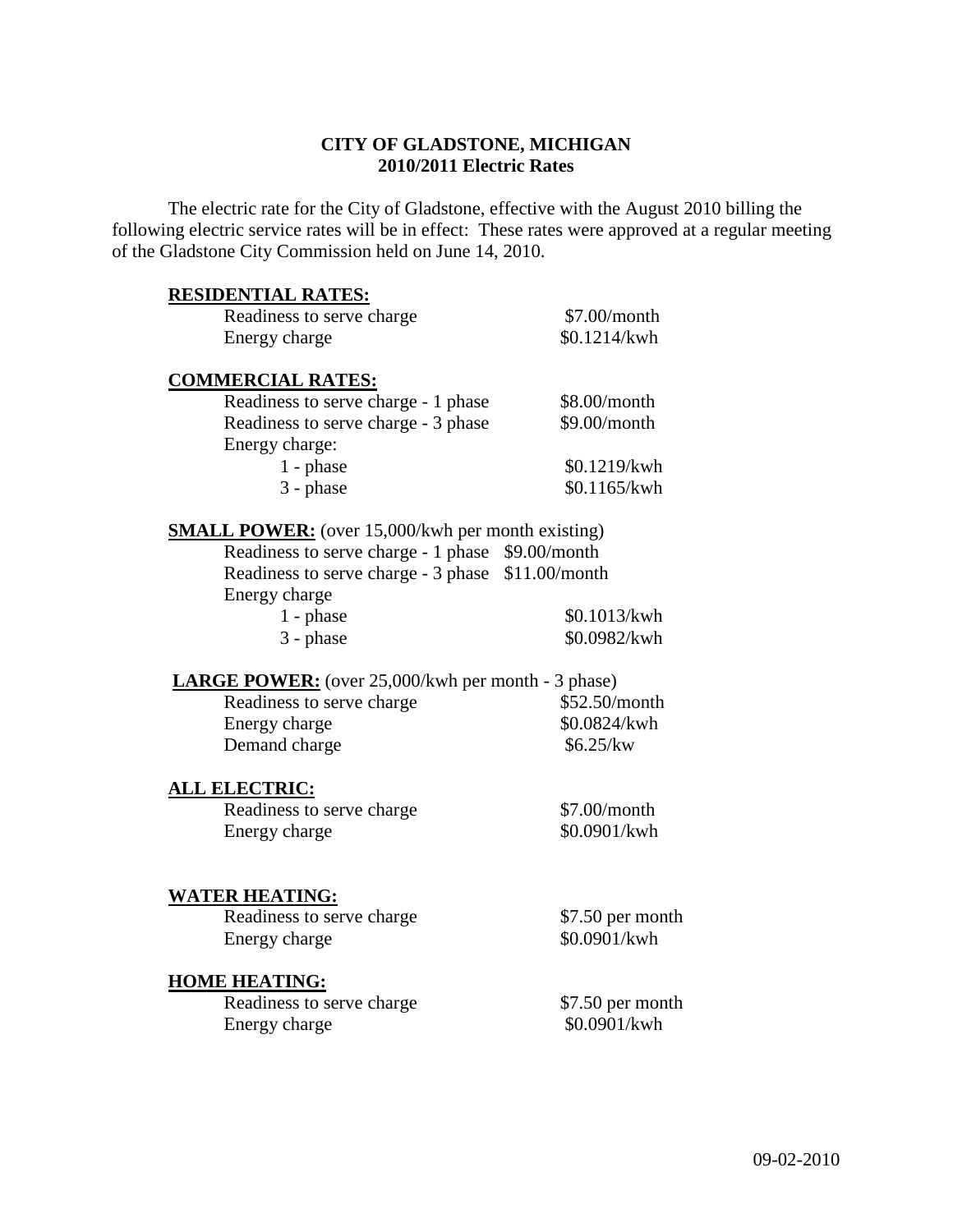**CITY OF GLADSTONE, MICHIGAN**
**2010/2011 Electric Rates**

The electric rate for the City of Gladstone, effective with the August 2010 billing the following electric service rates will be in effect: These rates were approved at a regular meeting of the Gladstone City Commission held on June 14, 2010.

**RESIDENTIAL RATES:**

| | |
|---|---|
| Readiness to serve charge | $7.00/month |
| Energy charge | $0.1214/kwh |

**COMMERCIAL RATES:**

| | |
|---|---|
| Readiness to serve charge - 1 phase | $8.00/month |
| Readiness to serve charge - 3 phase | $9.00/month |
| Energy charge: | |
| 1 - phase | $0.1219/kwh |
| 3 - phase | $0.1165/kwh |

**SMALL POWER:** (over 15,000/kwh per month existing)

| | |
|---|---|
| Readiness to serve charge - 1 phase | $9.00/month |
| Readiness to serve charge - 3 phase | $11.00/month |
| Energy charge | |
| 1 - phase | $0.1013/kwh |
| 3 - phase | $0.0982/kwh |

**LARGE POWER:** (over 25,000/kwh per month - 3 phase)

| | |
|---|---|
| Readiness to serve charge | $52.50/month |
| Energy charge | $0.0824/kwh |
| Demand charge | $6.25/kw |

**ALL ELECTRIC:**

| | |
|---|---|
| Readiness to serve charge | $7.00/month |
| Energy charge | $0.0901/kwh |

**WATER HEATING:**

| | |
|---|---|
| Readiness to serve charge | $7.50 per month |
| Energy charge | $0.0901/kwh |

**HOME HEATING:**

| | |
|---|---|
| Readiness to serve charge | $7.50 per month |
| Energy charge | $0.0901/kwh |

09-02-2010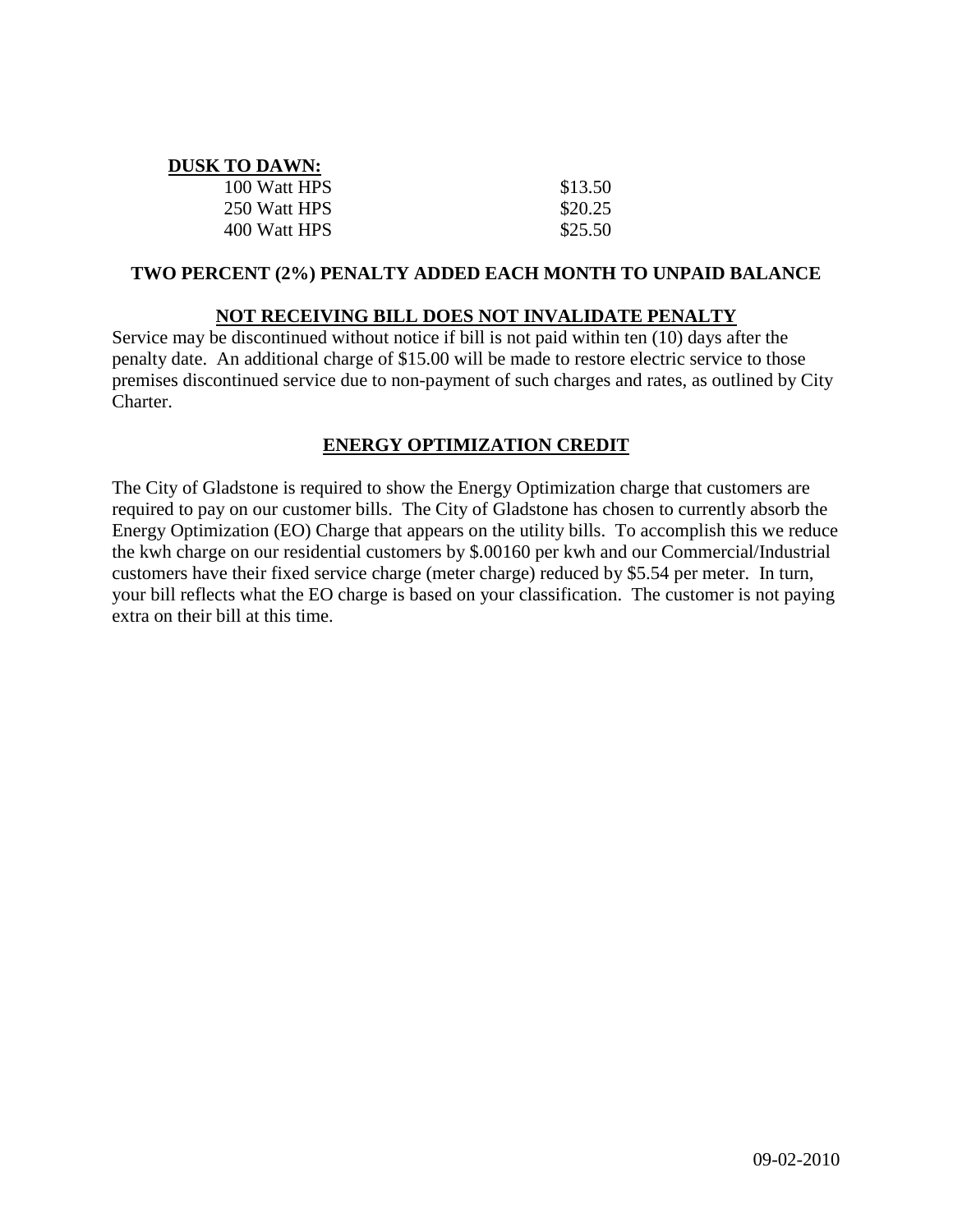**DUSK TO DAWN:**

| | |
|---|---|
| 100 Watt HPS | $13.50 |
| 250 Watt HPS | $20.25 |
| 400 Watt HPS | $25.50 |

**TWO PERCENT (2%) PENALTY ADDED EACH MONTH TO UNPAID BALANCE**

**NOT RECEIVING BILL DOES NOT INVALIDATE PENALTY**

Service may be discontinued without notice if bill is not paid within ten (10) days after the penalty date. An additional charge of $15.00 will be made to restore electric service to those premises discontinued service due to non-payment of such charges and rates, as outlined by City Charter.

**ENERGY OPTIMIZATION CREDIT**

The City of Gladstone is required to show the Energy Optimization charge that customers are required to pay on our customer bills. The City of Gladstone has chosen to currently absorb the Energy Optimization (EO) Charge that appears on the utility bills. To accomplish this we reduce the kwh charge on our residential customers by $.00160 per kwh and our Commercial/Industrial customers have their fixed service charge (meter charge) reduced by $5.54 per meter. In turn, your bill reflects what the EO charge is based on your classification. The customer is not paying extra on their bill at this time.

09-02-2010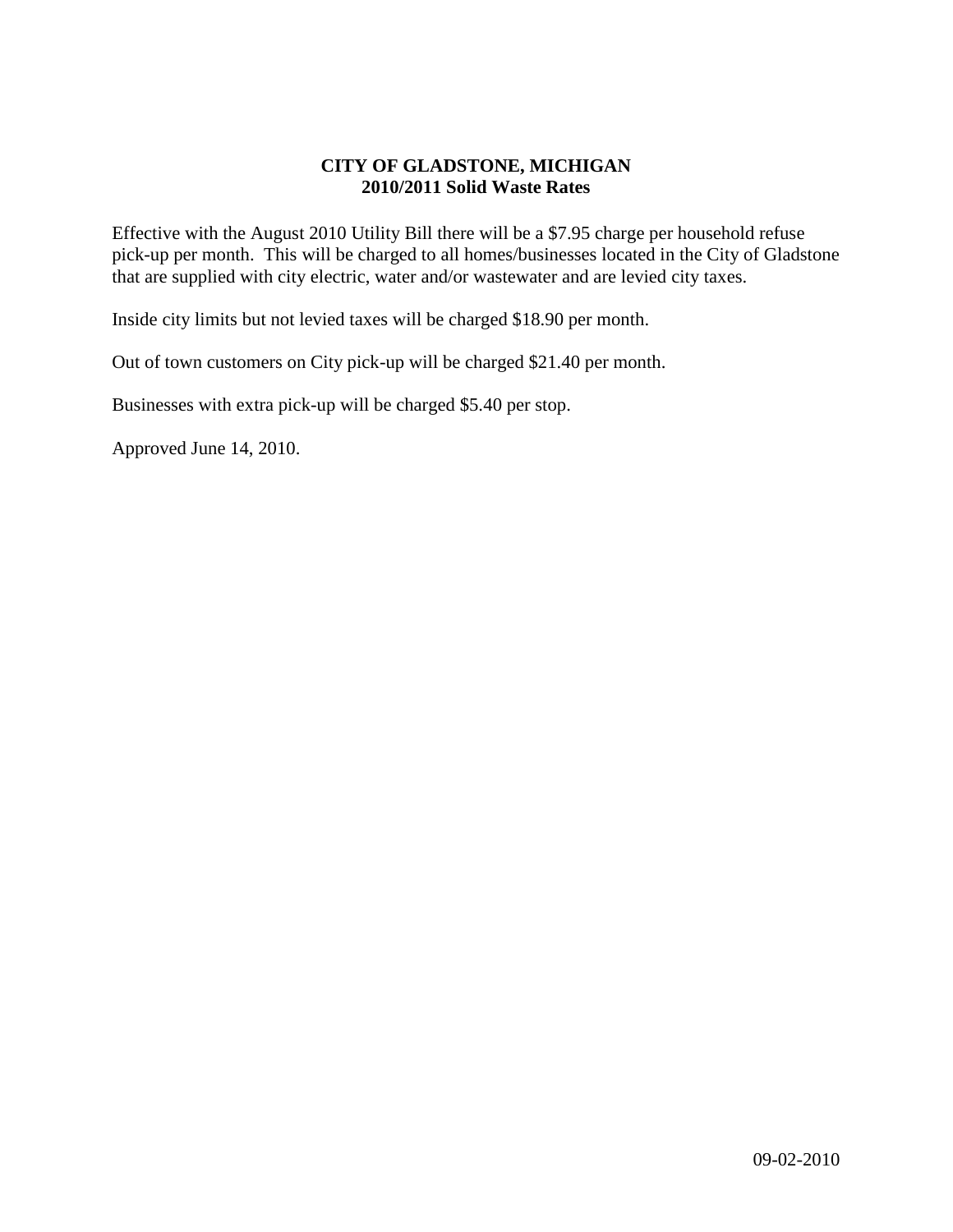**CITY OF GLADSTONE, MICHIGAN**
**2010/2011 Solid Waste Rates**

Effective with the August 2010 Utility Bill there will be a $7.95 charge per household refuse pick-up per month. This will be charged to all homes/businesses located in the City of Gladstone that are supplied with city electric, water and/or wastewater and are levied city taxes.

Inside city limits but not levied taxes will be charged $18.90 per month.

Out of town customers on City pick-up will be charged $21.40 per month.

Businesses with extra pick-up will be charged $5.40 per stop.

Approved June 14, 2010.

09-02-2010